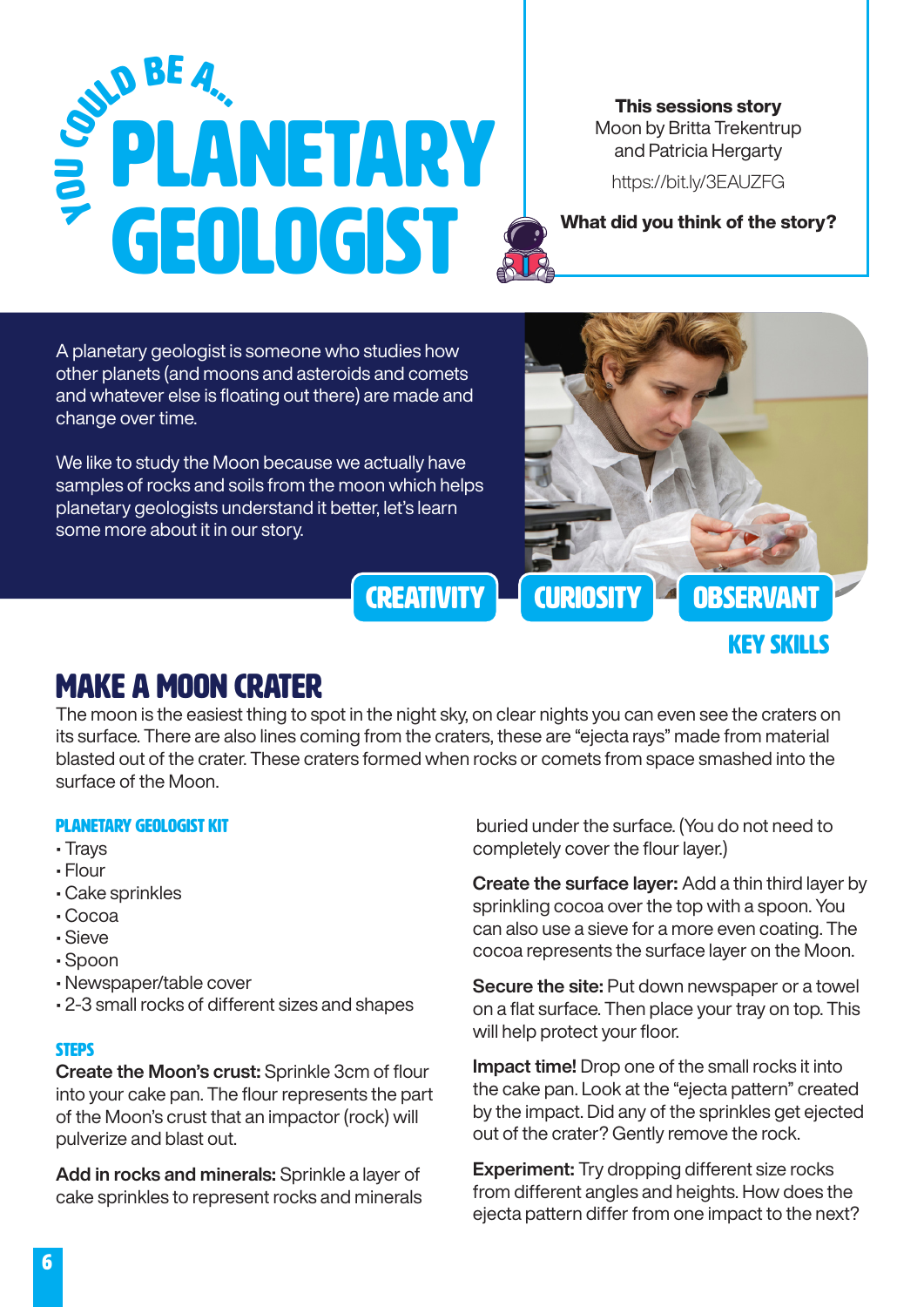# YOU COULD BE A... PLANETARY GEOLOGIST

**This sessions story**
Moon by Britta Trekentrup and Patricia Hergarty

https://bit.ly/3EAUZFG

**What did you think of the story?**

A planetary geologist is someone who studies how other planets (and moons and asteroids and comets and whatever else is floating out there) are made and change over time.

We like to study the Moon because we actually have samples of rocks and soils from the moon which helps planetary geologists understand it better, let's learn some more about it in our story.

CREATIVITY | CURIOSITY | OBSERVANT

KEY SKILLS

## MAKE A MOON CRATER

The moon is the easiest thing to spot in the night sky, on clear nights you can even see the craters on its surface. There are also lines coming from the craters, these are "ejecta rays" made from material blasted out of the crater. These craters formed when rocks or comets from space smashed into the surface of the Moon.

### PLANETARY GEOLOGIST KIT

- Trays
- Flour
- Cake sprinkles
- Cocoa
- Sieve
- Spoon
- Newspaper/table cover
- 2-3 small rocks of different sizes and shapes

### STEPS

**Create the Moon's crust:** Sprinkle 3cm of flour into your cake pan. The flour represents the part of the Moon's crust that an impactor (rock) will pulverize and blast out.

**Add in rocks and minerals:** Sprinkle a layer of cake sprinkles to represent rocks and minerals buried under the surface. (You do not need to completely cover the flour layer.)

**Create the surface layer:** Add a thin third layer by sprinkling cocoa over the top with a spoon. You can also use a sieve for a more even coating. The cocoa represents the surface layer on the Moon.

**Secure the site:** Put down newspaper or a towel on a flat surface. Then place your tray on top. This will help protect your floor.

**Impact time!** Drop one of the small rocks it into the cake pan. Look at the "ejecta pattern" created by the impact. Did any of the sprinkles get ejected out of the crater? Gently remove the rock.

**Experiment:** Try dropping different size rocks from different angles and heights. How does the ejecta pattern differ from one impact to the next?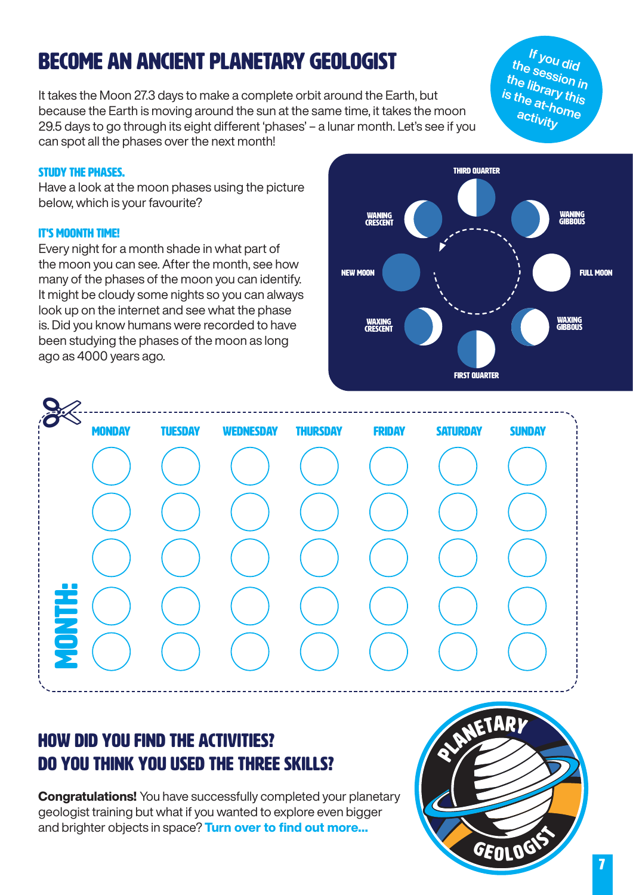# BECOME AN ANCIENT PLANETARY GEOLOGIST

If you did the session in the library this is the at-home activity

It takes the Moon 27.3 days to make a complete orbit around the Earth, but because the Earth is moving around the sun at the same time, it takes the moon 29.5 days to go through its eight different 'phases' – a lunar month. Let's see if you can spot all the phases over the next month!

### STUDY THE PHASES.

Have a look at the moon phases using the picture below, which is your favourite?

THIRD QUARTER
WANING CRESCENT
WANING GIBBOUS
NEW MOON
FULL MOON
WAXING CRESCENT
WAXING GIBBOUS
FIRST QUARTER

### IT'S MOONTH TIME!

Every night for a month shade in what part of the moon you can see. After the month, see how many of the phases of the moon you can identify. It might be cloudy some nights so you can always look up on the internet and see what the phase is. Did you know humans were recorded to have been studying the phases of the moon as long ago as 4000 years ago.

MONTH:

| MONDAY | TUESDAY | WEDNESDAY | THURSDAY | FRIDAY | SATURDAY | SUNDAY |
|---|---|---|---|---|---|---|
| | | | | | | |
| | | | | | | |
| | | | | | | |
| | | | | | | |
| | | | | | | |

## HOW DID YOU FIND THE ACTIVITIES?
## DO YOU THINK YOU USED THE THREE SKILLS?

**Congratulations!** You have successfully completed your planetary geologist training but what if you wanted to explore even bigger and brighter objects in space? **Turn over to find out more...**

PLANETARY GEOLOGIST